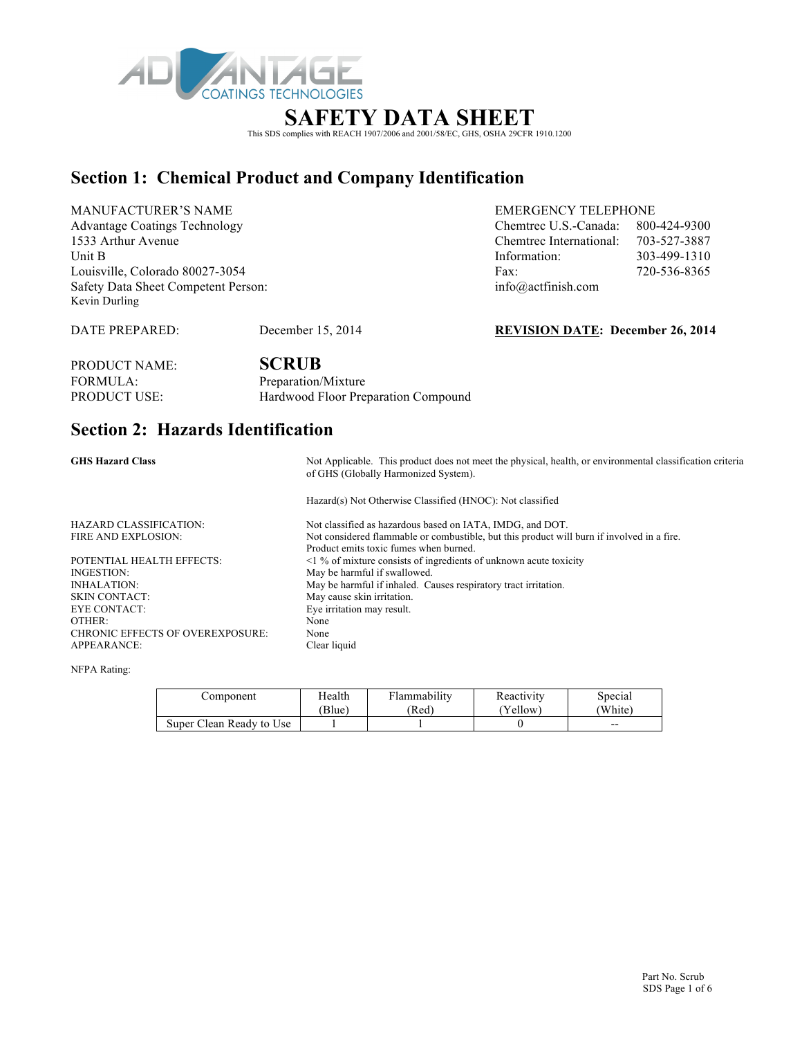ADVANTAGE COATINGS TECHNOLOGIES

# SAFETY DATA SHEET

This SDS complies with REACH 1907/2006 and 2001/58/EC, GHS, OSHA 29CFR 1910.1200

## Section 1: Chemical Product and Company Identification

MANUFACTURER'S NAME
Advantage Coatings Technology
1533 Arthur Avenue
Unit B
Louisville, Colorado 80027-3054
Safety Data Sheet Competent Person:
Kevin Durling

EMERGENCY TELEPHONE
Chemtrec U.S.-Canada: 800-424-9300
Chemtrec International: 703-527-3887
Information: 303-499-1310
Fax: 720-536-8365
info@actfinish.com

DATE PREPARED: December 15, 2014

**REVISION DATE: December 26, 2014**

PRODUCT NAME: **SCRUB**
FORMULA: Preparation/Mixture
PRODUCT USE: Hardwood Floor Preparation Compound

## Section 2: Hazards Identification

**GHS Hazard Class** Not Applicable. This product does not meet the physical, health, or environmental classification criteria of GHS (Globally Harmonized System).

Hazard(s) Not Otherwise Classified (HNOC): Not classified

HAZARD CLASSIFICATION: Not classified as hazardous based on IATA, IMDG, and DOT.
FIRE AND EXPLOSION: Not considered flammable or combustible, but this product will burn if involved in a fire. Product emits toxic fumes when burned.
POTENTIAL HEALTH EFFECTS: <1 % of mixture consists of ingredients of unknown acute toxicity
INGESTION: May be harmful if swallowed.
INHALATION: May be harmful if inhaled. Causes respiratory tract irritation.
SKIN CONTACT: May cause skin irritation.
EYE CONTACT: Eye irritation may result.
OTHER: None
CHRONIC EFFECTS OF OVEREXPOSURE: None
APPEARANCE: Clear liquid

NFPA Rating:

| Component | Health (Blue) | Flammability (Red) | Reactivity (Yellow) | Special (White) |
|---|---|---|---|---|
| Super Clean Ready to Use | 1 | 1 | 0 | -- |

Part No. Scrub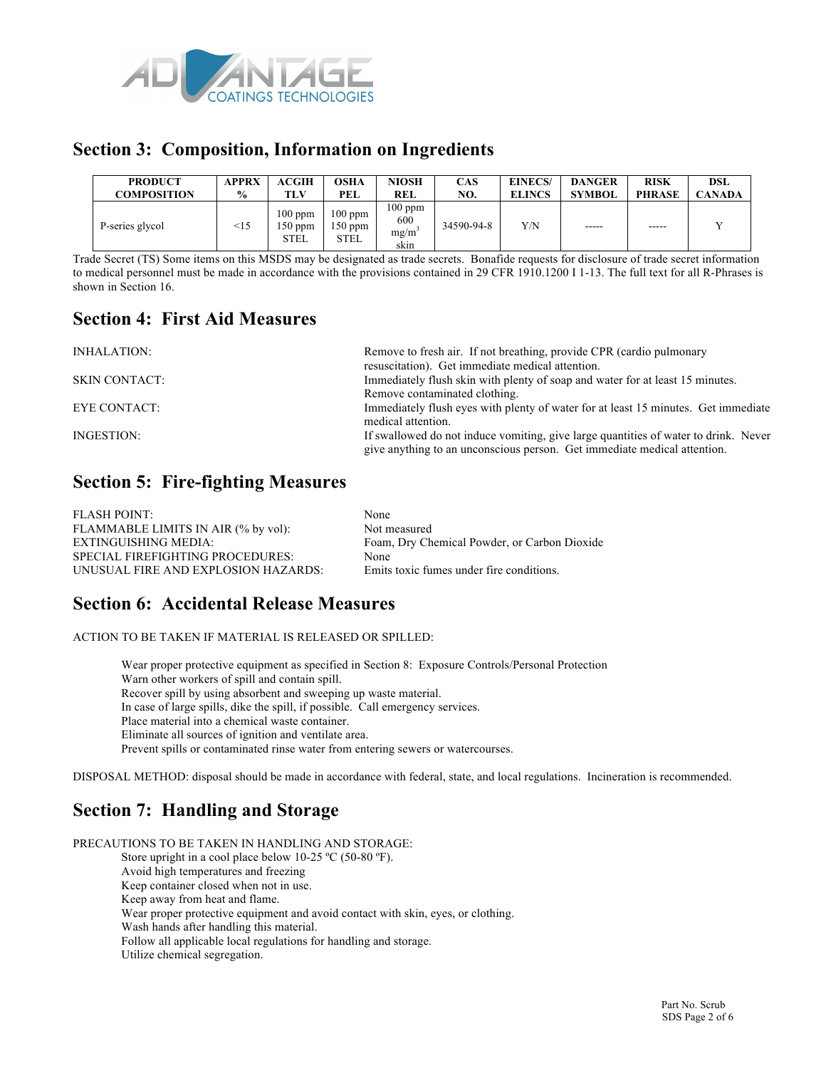## Section 3: Composition, Information on Ingredients

| PRODUCT COMPOSITION | APPRX % | ACGIH TLV | OSHA PEL | NIOSH REL | CAS NO. | EINECS/ ELINCS | DANGER SYMBOL | RISK PHRASE | DSL CANADA |
|---|---|---|---|---|---|---|---|---|---|
| P-series glycol | <15 | 100 ppm 150 ppm STEL | 100 ppm 150 ppm STEL | 100 ppm 600 $mg/m^3$ skin | 34590-94-8 | Y/N | ----- | ----- | Y |

Trade Secret (TS) Some items on this MSDS may be designated as trade secrets. Bonafide requests for disclosure of trade secret information to medical personnel must be made in accordance with the provisions contained in 29 CFR 1910.1200 I 1-13. The full text for all R-Phrases is shown in Section 16.

## Section 4: First Aid Measures

INHALATION: Remove to fresh air. If not breathing, provide CPR (cardio pulmonary resuscitation). Get immediate medical attention.

SKIN CONTACT: Immediately flush skin with plenty of soap and water for at least 15 minutes. Remove contaminated clothing.

EYE CONTACT: Immediately flush eyes with plenty of water for at least 15 minutes. Get immediate medical attention.

INGESTION: If swallowed do not induce vomiting, give large quantities of water to drink. Never give anything to an unconscious person. Get immediate medical attention.

## Section 5: Fire-fighting Measures

FLASH POINT: None
FLAMMABLE LIMITS IN AIR (% by vol): Not measured
EXTINGUISHING MEDIA: Foam, Dry Chemical Powder, or Carbon Dioxide
SPECIAL FIREFIGHTING PROCEDURES: None
UNUSUAL FIRE AND EXPLOSION HAZARDS: Emits toxic fumes under fire conditions.

## Section 6: Accidental Release Measures

ACTION TO BE TAKEN IF MATERIAL IS RELEASED OR SPILLED:

Wear proper protective equipment as specified in Section 8: Exposure Controls/Personal Protection
Warn other workers of spill and contain spill.
Recover spill by using absorbent and sweeping up waste material.
In case of large spills, dike the spill, if possible. Call emergency services.
Place material into a chemical waste container.
Eliminate all sources of ignition and ventilate area.
Prevent spills or contaminated rinse water from entering sewers or watercourses.

DISPOSAL METHOD: disposal should be made in accordance with federal, state, and local regulations. Incineration is recommended.

## Section 7: Handling and Storage

PRECAUTIONS TO BE TAKEN IN HANDLING AND STORAGE:

Store upright in a cool place below 10-25 ºC (50-80 ºF).
Avoid high temperatures and freezing
Keep container closed when not in use.
Keep away from heat and flame.
Wear proper protective equipment and avoid contact with skin, eyes, or clothing.
Wash hands after handling this material.
Follow all applicable local regulations for handling and storage.
Utilize chemical segregation.

Part No. Scrub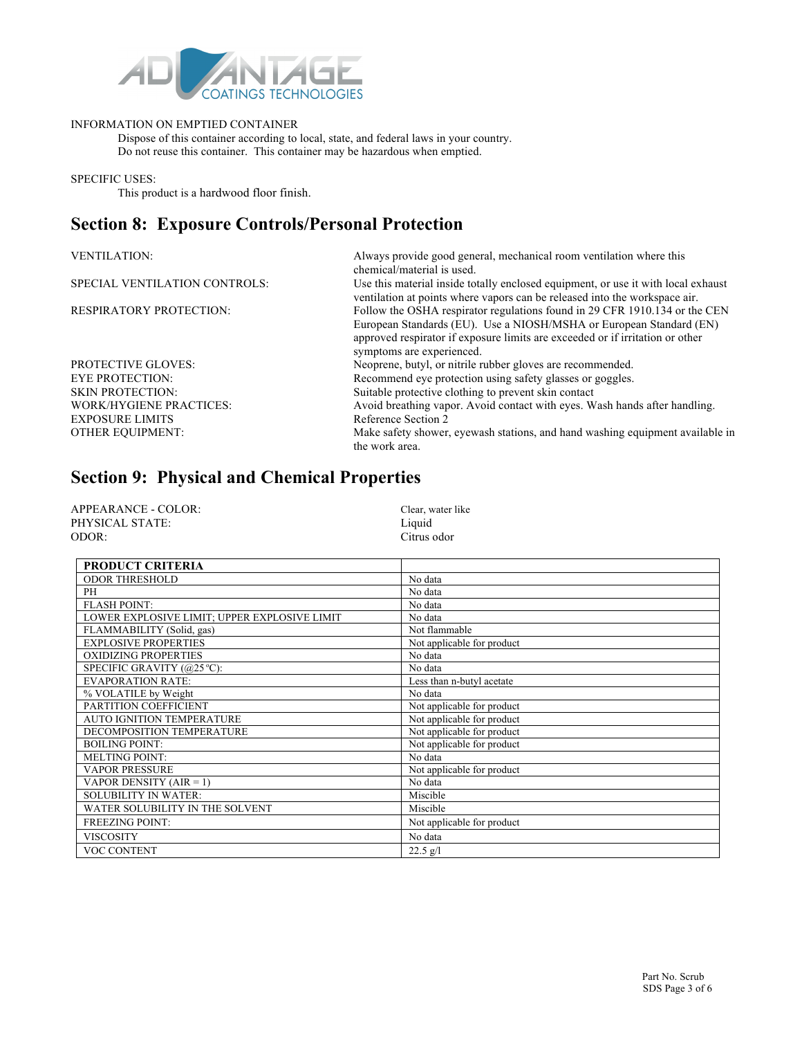INFORMATION ON EMPTIED CONTAINER

Dispose of this container according to local, state, and federal laws in your country. Do not reuse this container. This container may be hazardous when emptied.

SPECIFIC USES:

This product is a hardwood floor finish.

## Section 8: Exposure Controls/Personal Protection

| | |
|---|---|
| VENTILATION: | Always provide good general, mechanical room ventilation where this chemical/material is used. |
| SPECIAL VENTILATION CONTROLS: | Use this material inside totally enclosed equipment, or use it with local exhaust ventilation at points where vapors can be released into the workspace air. |
| RESPIRATORY PROTECTION: | Follow the OSHA respirator regulations found in 29 CFR 1910.134 or the CEN European Standards (EU). Use a NIOSH/MSHA or European Standard (EN) approved respirator if exposure limits are exceeded or if irritation or other symptoms are experienced. |
| PROTECTIVE GLOVES: | Neoprene, butyl, or nitrile rubber gloves are recommended. |
| EYE PROTECTION: | Recommend eye protection using safety glasses or goggles. |
| SKIN PROTECTION: | Suitable protective clothing to prevent skin contact |
| WORK/HYGIENE PRACTICES: | Avoid breathing vapor. Avoid contact with eyes. Wash hands after handling. |
| EXPOSURE LIMITS | Reference Section 2 |
| OTHER EQUIPMENT: | Make safety shower, eyewash stations, and hand washing equipment available in the work area. |

## Section 9: Physical and Chemical Properties

| | |
|---|---|
| APPEARANCE - COLOR: | Clear, water like |
| PHYSICAL STATE: | Liquid |
| ODOR: | Citrus odor |

| **PRODUCT CRITERIA** | |
|---|---|
| ODOR THRESHOLD | No data |
| PH | No data |
| FLASH POINT: | No data |
| LOWER EXPLOSIVE LIMIT; UPPER EXPLOSIVE LIMIT | No data |
| FLAMMABILITY (Solid, gas) | Not flammable |
| EXPLOSIVE PROPERTIES | Not applicable for product |
| OXIDIZING PROPERTIES | No data |
| SPECIFIC GRAVITY (@25 °C): | No data |
| EVAPORATION RATE: | Less than n-butyl acetate |
| % VOLATILE by Weight | No data |
| PARTITION COEFFICIENT | Not applicable for product |
| AUTO IGNITION TEMPERATURE | Not applicable for product |
| DECOMPOSITION TEMPERATURE | Not applicable for product |
| BOILING POINT: | Not applicable for product |
| MELTING POINT: | No data |
| VAPOR PRESSURE | Not applicable for product |
| VAPOR DENSITY (AIR = 1) | No data |
| SOLUBILITY IN WATER: | Miscible |
| WATER SOLUBILITY IN THE SOLVENT | Miscible |
| FREEZING POINT: | Not applicable for product |
| VISCOSITY | No data |
| VOC CONTENT | 22.5 g/l |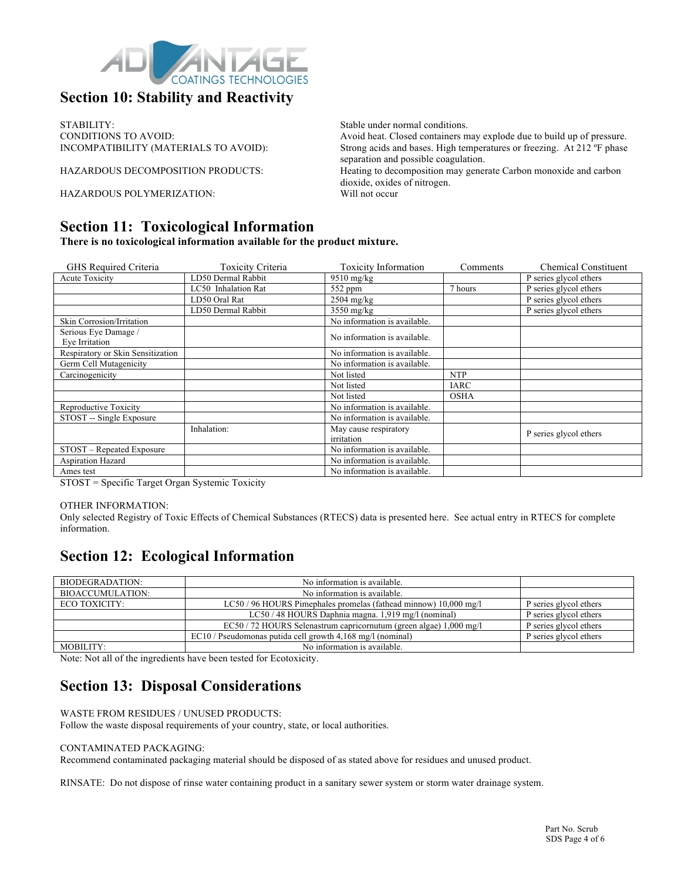## Section 10: Stability and Reactivity

STABILITY: Stable under normal conditions.

CONDITIONS TO AVOID: Avoid heat. Closed containers may explode due to build up of pressure.

INCOMPATIBILITY (MATERIALS TO AVOID): Strong acids and bases. High temperatures or freezing. At 212 ºF phase separation and possible coagulation.

HAZARDOUS DECOMPOSITION PRODUCTS: Heating to decomposition may generate Carbon monoxide and carbon dioxide, oxides of nitrogen.

HAZARDOUS POLYMERIZATION: Will not occur

## Section 11: Toxicological Information

**There is no toxicological information available for the product mixture.**

| GHS Required Criteria | Toxicity Criteria | Toxicity Information | Comments | Chemical Constituent |
|---|---|---|---|---|
| Acute Toxicity | LD50 Dermal Rabbit | 9510 mg/kg | | P series glycol ethers |
| | LC50 Inhalation Rat | 552 ppm | 7 hours | P series glycol ethers |
| | LD50 Oral Rat | 2504 mg/kg | | P series glycol ethers |
| | LD50 Dermal Rabbit | 3550 mg/kg | | P series glycol ethers |
| Skin Corrosion/Irritation | | No information is available. | | |
| Serious Eye Damage / Eye Irritation | | No information is available. | | |
| Respiratory or Skin Sensitization | | No information is available. | | |
| Germ Cell Mutagenicity | | No information is available. | | |
| Carcinogenicity | | Not listed | NTP | |
| | | Not listed | IARC | |
| | | Not listed | OSHA | |
| Reproductive Toxicity | | No information is available. | | |
| STOST -- Single Exposure | | No information is available. | | |
| | Inhalation: | May cause respiratory irritation | | P series glycol ethers |
| STOST – Repeated Exposure | | No information is available. | | |
| Aspiration Hazard | | No information is available. | | |
| Ames test | | No information is available. | | |

STOST = Specific Target Organ Systemic Toxicity

OTHER INFORMATION:
Only selected Registry of Toxic Effects of Chemical Substances (RTECS) data is presented here. See actual entry in RTECS for complete information.

## Section 12: Ecological Information

| | | |
|---|---|---|
| BIODEGRADATION: | No information is available. | |
| BIOACCUMULATION: | No information is available. | |
| ECO TOXICITY: | LC50 / 96 HOURS Pimephales promelas (fathead minnow) 10,000 mg/l | P series glycol ethers |
| | LC50 / 48 HOURS Daphnia magna. 1,919 mg/l (nominal) | P series glycol ethers |
| | EC50 / 72 HOURS Selenastrum capricornutum (green algae) 1,000 mg/l | P series glycol ethers |
| | EC10 / Pseudomonas putida cell growth 4,168 mg/l (nominal) | P series glycol ethers |
| MOBILITY: | No information is available. | |

Note: Not all of the ingredients have been tested for Ecotoxicity.

## Section 13: Disposal Considerations

WASTE FROM RESIDUES / UNUSED PRODUCTS:
Follow the waste disposal requirements of your country, state, or local authorities.

CONTAMINATED PACKAGING:
Recommend contaminated packaging material should be disposed of as stated above for residues and unused product.

RINSATE: Do not dispose of rinse water containing product in a sanitary sewer system or storm water drainage system.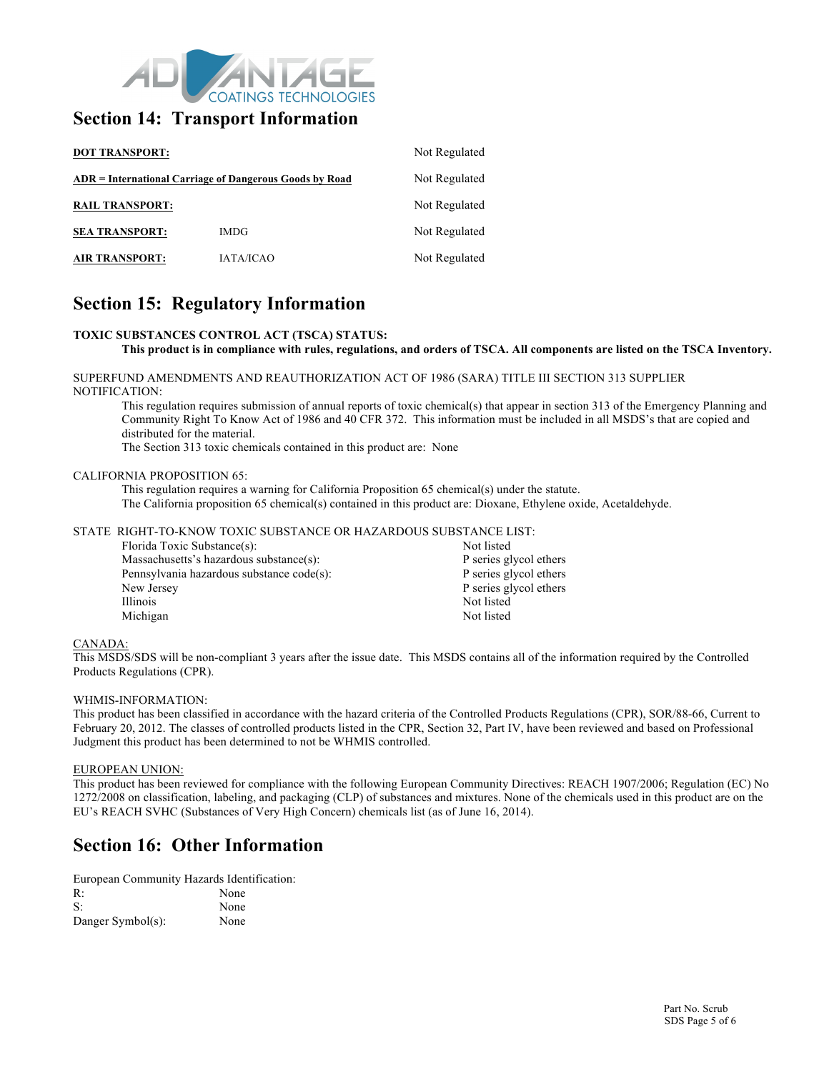## Section 14: Transport Information

| | | |
|---|---|---|
| **DOT TRANSPORT:** | | Not Regulated |
| **ADR = International Carriage of Dangerous Goods by Road** | | Not Regulated |
| **RAIL TRANSPORT:** | | Not Regulated |
| **SEA TRANSPORT:** | IMDG | Not Regulated |
| **AIR TRANSPORT:** | IATA/ICAO | Not Regulated |

## Section 15: Regulatory Information

**TOXIC SUBSTANCES CONTROL ACT (TSCA) STATUS:**

**This product is in compliance with rules, regulations, and orders of TSCA. All components are listed on the TSCA Inventory.**

SUPERFUND AMENDMENTS AND REAUTHORIZATION ACT OF 1986 (SARA) TITLE III SECTION 313 SUPPLIER NOTIFICATION:

This regulation requires submission of annual reports of toxic chemical(s) that appear in section 313 of the Emergency Planning and Community Right To Know Act of 1986 and 40 CFR 372. This information must be included in all MSDS's that are copied and distributed for the material.

The Section 313 toxic chemicals contained in this product are: None

CALIFORNIA PROPOSITION 65:

This regulation requires a warning for California Proposition 65 chemical(s) under the statute.

The California proposition 65 chemical(s) contained in this product are: Dioxane, Ethylene oxide, Acetaldehyde.

STATE RIGHT-TO-KNOW TOXIC SUBSTANCE OR HAZARDOUS SUBSTANCE LIST:

| | |
|---|---|
| Florida Toxic Substance(s): | Not listed |
| Massachusetts's hazardous substance(s): | P series glycol ethers |
| Pennsylvania hazardous substance code(s): | P series glycol ethers |
| New Jersey | P series glycol ethers |
| Illinois | Not listed |
| Michigan | Not listed |

CANADA:

This MSDS/SDS will be non-compliant 3 years after the issue date. This MSDS contains all of the information required by the Controlled Products Regulations (CPR).

WHMIS-INFORMATION:

This product has been classified in accordance with the hazard criteria of the Controlled Products Regulations (CPR), SOR/88-66, Current to February 20, 2012. The classes of controlled products listed in the CPR, Section 32, Part IV, have been reviewed and based on Professional Judgment this product has been determined to not be WHMIS controlled.

EUROPEAN UNION:

This product has been reviewed for compliance with the following European Community Directives: REACH 1907/2006; Regulation (EC) No 1272/2008 on classification, labeling, and packaging (CLP) of substances and mixtures. None of the chemicals used in this product are on the EU's REACH SVHC (Substances of Very High Concern) chemicals list (as of June 16, 2014).

## Section 16: Other Information

European Community Hazards Identification:

| | |
|---|---|
| R: | None |
| S: | None |
| Danger Symbol(s): | None |

Part No. Scrub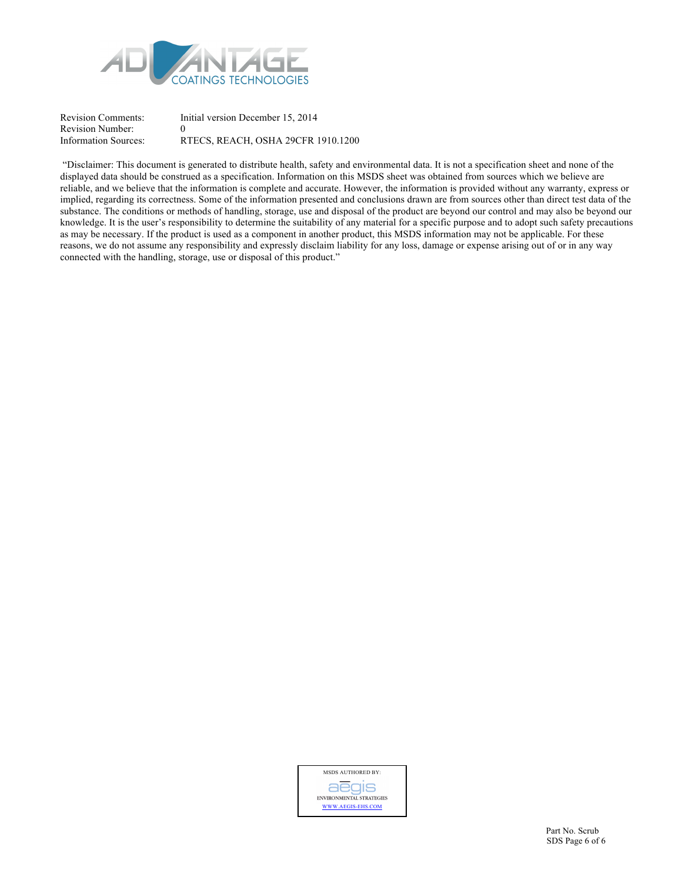| | |
|---|---|
| Revision Comments: | Initial version December 15, 2014 |
| Revision Number: | 0 |
| Information Sources: | RTECS, REACH, OSHA 29CFR 1910.1200 |

"Disclaimer: This document is generated to distribute health, safety and environmental data. It is not a specification sheet and none of the displayed data should be construed as a specification. Information on this MSDS sheet was obtained from sources which we believe are reliable, and we believe that the information is complete and accurate. However, the information is provided without any warranty, express or implied, regarding its correctness. Some of the information presented and conclusions drawn are from sources other than direct test data of the substance. The conditions or methods of handling, storage, use and disposal of the product are beyond our control and may also be beyond our knowledge. It is the user's responsibility to determine the suitability of any material for a specific purpose and to adopt such safety precautions as may be necessary. If the product is used as a component in another product, this MSDS information may not be applicable. For these reasons, we do not assume any responsibility and expressly disclaim liability for any loss, damage or expense arising out of or in any way connected with the handling, storage, use or disposal of this product."

MSDS AUTHORED BY:
aegis
ENVIRONMENTAL STRATEGIES
WWW.AEGIS-EHS.COM

Part No. Scrub